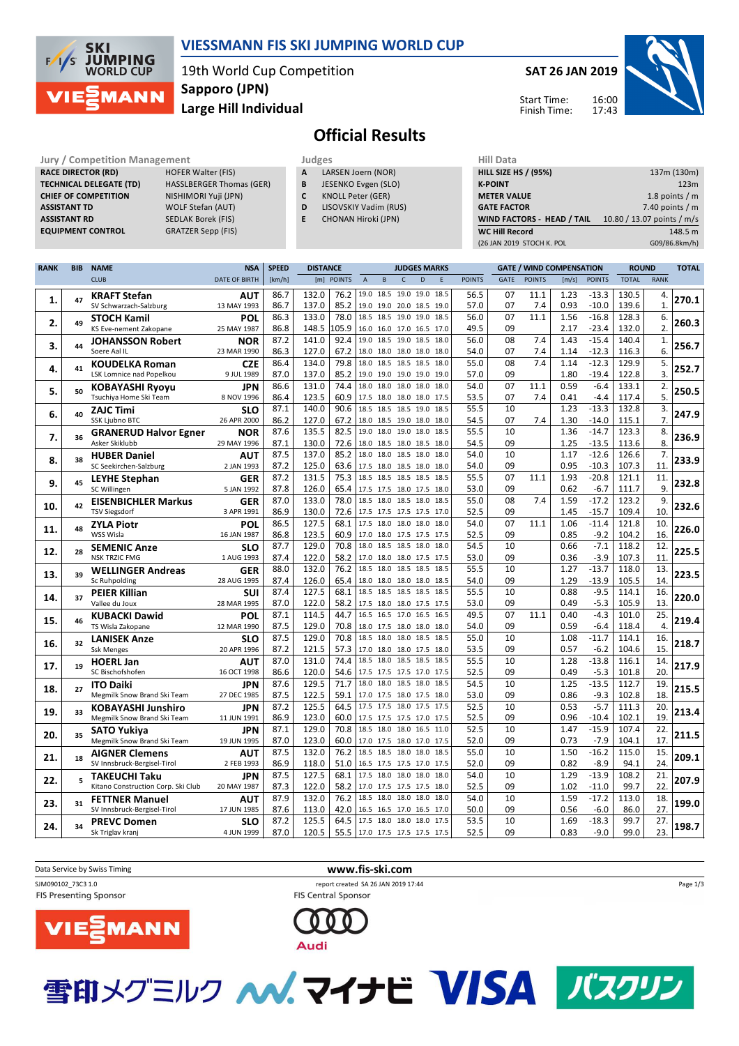# VIESSMANN FIS SKI JUMPING WORLD CUP

19th World Cup Competition
**Sapporo (JPN)**
**Large Hill Individual**

**SAT 26 JAN 2019**

Start Time: 16:00
Finish Time: 17:43

## Official Results

**Jury / Competition Management**

| | |
|---|---|
| RACE DIRECTOR (RD) | HOFER Walter (FIS) |
| TECHNICAL DELEGATE (TD) | HASSLBERGER Thomas (GER) |
| CHIEF OF COMPETITION | NISHIMORI Yuji (JPN) |
| ASSISTANT TD | WOLF Stefan (AUT) |
| ASSISTANT RD | SEDLAK Borek (FIS) |
| EQUIPMENT CONTROL | GRATZER Sepp (FIS) |

**Judges**

| | |
|---|---|
| A | LARSEN Joern (NOR) |
| B | JESENKO Evgen (SLO) |
| C | KNOLL Peter (GER) |
| D | LISOVSKIY Vadim (RUS) |
| E | CHONAN Hiroki (JPN) |

**Hill Data**

| | |
|---|---|
| HILL SIZE HS / (95%) | 137m (130m) |
| K-POINT | 123m |
| METER VALUE | 1.8 points / m |
| GATE FACTOR | 7.40 points / m |
| WIND FACTORS - HEAD / TAIL | 10.80 / 13.07 points / m/s |
| WC Hill Record | 148.5 m |
| (26 JAN 2019 STOCH K. POL | G09/86.8km/h) |

| RANK | BIB | NAME / CLUB | NSA / DATE OF BIRTH | SPEED [km/h] | DISTANCE [m] | DISTANCE POINTS | A | B | C | D | E | JUDGES POINTS | GATE | GATE POINTS | WIND [m/s] | WIND POINTS | ROUND TOTAL | ROUND RANK | TOTAL |
|---|---|---|---|---|---|---|---|---|---|---|---|---|---|---|---|---|---|---|---|
| 1. | 47 | **KRAFT Stefan** | **AUT** | 86.7 | 132.0 | 76.2 | 19.0 | 18.5 | 19.0 | 19.0 | 18.5 | 56.5 | 07 | 11.1 | 1.23 | -13.3 | 130.5 | 4. | **270.1** |
| | | SV Schwarzach-Salzburg | 13 MAY 1993 | 86.7 | 137.0 | 85.2 | 19.0 | 19.0 | 20.0 | 18.5 | 19.0 | 57.0 | 07 | 7.4 | 0.93 | -10.0 | 139.6 | 1. | |
| 2. | 49 | **STOCH Kamil** | **POL** | 86.3 | 133.0 | 78.0 | 18.5 | 18.5 | 19.0 | 19.0 | 18.5 | 56.0 | 07 | 11.1 | 1.56 | -16.8 | 128.3 | 6. | **260.3** |
| | | KS Eve-nement Zakopane | 25 MAY 1987 | 86.8 | 148.5 | 105.9 | 16.0 | 16.0 | 17.0 | 16.5 | 17.0 | 49.5 | 09 | | 2.17 | -23.4 | 132.0 | 2. | |
| 3. | 44 | **JOHANSSON Robert** | **NOR** | 87.2 | 141.0 | 92.4 | 19.0 | 18.5 | 19.0 | 18.5 | 18.0 | 56.0 | 08 | 7.4 | 1.43 | -15.4 | 140.4 | 1. | **256.7** |
| | | Soere Aal IL | 23 MAR 1990 | 86.3 | 127.0 | 67.2 | 18.0 | 18.0 | 18.0 | 18.0 | 18.0 | 54.0 | 07 | 7.4 | 1.14 | -12.3 | 116.3 | 6. | |
| 4. | 41 | **KOUDELKA Roman** | **CZE** | 86.4 | 134.0 | 79.8 | 18.0 | 18.5 | 18.5 | 18.5 | 18.0 | 55.0 | 08 | 7.4 | 1.14 | -12.3 | 129.9 | 5. | **252.7** |
| | | LSK Lomnice nad Popelkou | 9 JUL 1989 | 87.0 | 137.0 | 85.2 | 19.0 | 19.0 | 19.0 | 19.0 | 19.0 | 57.0 | 09 | | 1.80 | -19.4 | 122.8 | 3. | |
| 5. | 50 | **KOBAYASHI Ryoyu** | **JPN** | 86.6 | 131.0 | 74.4 | 18.0 | 18.0 | 18.0 | 18.0 | 18.0 | 54.0 | 07 | 11.1 | 0.59 | -6.4 | 133.1 | 2. | **250.5** |
| | | Tsuchiya Home Ski Team | 8 NOV 1996 | 86.4 | 123.5 | 60.9 | 17.5 | 18.0 | 18.0 | 18.0 | 17.5 | 53.5 | 07 | 7.4 | 0.41 | -4.4 | 117.4 | 5. | |
| 6. | 40 | **ZAJC Timi** | **SLO** | 87.1 | 140.0 | 90.6 | 18.5 | 18.5 | 18.5 | 19.0 | 18.5 | 55.5 | 10 | | 1.23 | -13.3 | 132.8 | 3. | **247.9** |
| | | SSK Ljubno BTC | 26 APR 2000 | 86.2 | 127.0 | 67.2 | 18.0 | 18.5 | 19.0 | 18.0 | 18.0 | 54.5 | 07 | 7.4 | 1.30 | -14.0 | 115.1 | 7. | |
| 7. | 36 | **GRANERUD Halvor Egner** | **NOR** | 87.6 | 135.5 | 82.5 | 19.0 | 18.0 | 19.0 | 18.0 | 18.5 | 55.5 | 10 | | 1.36 | -14.7 | 123.3 | 8. | **236.9** |
| | | Asker Skiklubb | 29 MAY 1996 | 87.1 | 130.0 | 72.6 | 18.0 | 18.5 | 18.0 | 18.5 | 18.0 | 54.5 | 09 | | 1.25 | -13.5 | 113.6 | 8. | |
| 8. | 38 | **HUBER Daniel** | **AUT** | 87.5 | 137.0 | 85.2 | 18.0 | 18.0 | 18.0 | 18.5 | 18.0 | 54.0 | 10 | | 1.17 | -12.6 | 126.6 | 7. | **233.9** |
| | | SC Seekirchen-Salzburg | 2 JAN 1993 | 87.2 | 125.0 | 63.6 | 17.5 | 18.0 | 18.5 | 18.0 | 18.0 | 54.0 | 09 | | 0.95 | -10.3 | 107.3 | 11. | |
| 9. | 45 | **LEYHE Stephan** | **GER** | 87.2 | 131.5 | 75.3 | 18.5 | 18.5 | 18.5 | 18.5 | 18.5 | 55.5 | 07 | 11.1 | 1.93 | -20.8 | 121.1 | 11. | **232.8** |
| | | SC Willingen | 5 JAN 1992 | 87.8 | 126.0 | 65.4 | 17.5 | 17.5 | 18.0 | 17.5 | 18.0 | 53.0 | 09 | | 0.62 | -6.7 | 111.7 | 9. | |
| 10. | 42 | **EISENBICHLER Markus** | **GER** | 87.0 | 133.0 | 78.0 | 18.5 | 18.0 | 18.5 | 18.0 | 18.5 | 55.0 | 08 | 7.4 | 1.59 | -17.2 | 123.2 | 9. | **232.6** |
| | | TSV Siegsdorf | 3 APR 1991 | 86.9 | 130.0 | 72.6 | 17.5 | 17.5 | 17.5 | 17.5 | 17.0 | 52.5 | 09 | | 1.45 | -15.7 | 109.4 | 10. | |
| 11. | 48 | **ZYLA Piotr** | **POL** | 86.5 | 127.5 | 68.1 | 17.5 | 18.0 | 18.0 | 18.0 | 18.0 | 54.0 | 07 | 11.1 | 1.06 | -11.4 | 121.8 | 10. | **226.0** |
| | | WSS Wisla | 16 JAN 1987 | 86.8 | 123.5 | 60.9 | 17.0 | 18.0 | 17.5 | 17.5 | 17.5 | 52.5 | 09 | | 0.85 | -9.2 | 104.2 | 16. | |
| 12. | 28 | **SEMENIC Anze** | **SLO** | 87.7 | 129.0 | 70.8 | 18.0 | 18.5 | 18.5 | 18.0 | 18.0 | 54.5 | 10 | | 0.66 | -7.1 | 118.2 | 12. | **225.5** |
| | | NSK TRZIC FMG | 1 AUG 1993 | 87.4 | 122.0 | 58.2 | 17.0 | 18.0 | 18.0 | 17.5 | 17.5 | 53.0 | 09 | | 0.36 | -3.9 | 107.3 | 11. | |
| 13. | 39 | **WELLINGER Andreas** | **GER** | 88.0 | 132.0 | 76.2 | 18.5 | 18.0 | 18.5 | 18.5 | 18.5 | 55.5 | 10 | | 1.27 | -13.7 | 118.0 | 13. | **223.5** |
| | | Sc Ruhpolding | 28 AUG 1995 | 87.4 | 126.0 | 65.4 | 18.0 | 18.0 | 18.0 | 18.0 | 18.5 | 54.0 | 09 | | 1.29 | -13.9 | 105.5 | 14. | |
| 14. | 37 | **PEIER Killian** | **SUI** | 87.4 | 127.5 | 68.1 | 18.5 | 18.5 | 18.5 | 18.5 | 18.5 | 55.5 | 10 | | 0.88 | -9.5 | 114.1 | 16. | **220.0** |
| | | Vallee du Joux | 28 MAR 1995 | 87.0 | 122.0 | 58.2 | 17.5 | 18.0 | 18.0 | 17.5 | 17.5 | 53.0 | 09 | | 0.49 | -5.3 | 105.9 | 13. | |
| 15. | 46 | **KUBACKI Dawid** | **POL** | 87.1 | 114.5 | 44.7 | 16.5 | 16.5 | 17.0 | 16.5 | 16.5 | 49.5 | 07 | 11.1 | 0.40 | -4.3 | 101.0 | 25. | **219.4** |
| | | TS Wisla Zakopane | 12 MAR 1990 | 87.5 | 129.0 | 70.8 | 18.0 | 17.5 | 18.0 | 18.0 | 18.0 | 54.0 | 09 | | 0.59 | -6.4 | 118.4 | 4. | |
| 16. | 32 | **LANISEK Anze** | **SLO** | 87.5 | 129.0 | 70.8 | 18.5 | 18.0 | 18.0 | 18.5 | 18.5 | 55.0 | 10 | | 1.08 | -11.7 | 114.1 | 16. | **218.7** |
| | | Ssk Menges | 20 APR 1996 | 87.2 | 121.5 | 57.3 | 17.0 | 18.0 | 18.0 | 17.5 | 18.0 | 53.5 | 09 | | 0.57 | -6.2 | 104.6 | 15. | |
| 17. | 19 | **HOERL Jan** | **AUT** | 87.0 | 131.0 | 74.4 | 18.5 | 18.0 | 18.5 | 18.5 | 18.5 | 55.5 | 10 | | 1.28 | -13.8 | 116.1 | 14. | **217.9** |
| | | SC Bischofshofen | 16 OCT 1998 | 86.6 | 120.0 | 54.6 | 17.5 | 17.5 | 17.5 | 17.0 | 17.5 | 52.5 | 09 | | 0.49 | -5.3 | 101.8 | 20. | |
| 18. | 27 | **ITO Daiki** | **JPN** | 87.6 | 129.5 | 71.7 | 18.0 | 18.0 | 18.5 | 18.0 | 18.5 | 54.5 | 10 | | 1.25 | -13.5 | 112.7 | 19. | **215.5** |
| | | Megmilk Snow Brand Ski Team | 27 DEC 1985 | 87.5 | 122.5 | 59.1 | 17.0 | 17.5 | 18.0 | 17.5 | 18.0 | 53.0 | 09 | | 0.86 | -9.3 | 102.8 | 18. | |
| 19. | 33 | **KOBAYASHI Junshiro** | **JPN** | 87.2 | 125.5 | 64.5 | 17.5 | 17.5 | 18.0 | 17.5 | 17.5 | 52.5 | 10 | | 0.53 | -5.7 | 111.3 | 20. | **213.4** |
| | | Megmilk Snow Brand Ski Team | 11 JUN 1991 | 86.9 | 123.0 | 60.0 | 17.5 | 17.5 | 17.5 | 17.0 | 17.5 | 52.5 | 09 | | 0.96 | -10.4 | 102.1 | 19. | |
| 20. | 35 | **SATO Yukiya** | **JPN** | 87.1 | 129.0 | 70.8 | 18.5 | 18.0 | 18.0 | 16.5 | 11.0 | 52.5 | 10 | | 1.47 | -15.9 | 107.4 | 22. | **211.5** |
| | | Megmilk Snow Brand Ski Team | 19 JUN 1995 | 87.0 | 123.0 | 60.0 | 17.0 | 17.5 | 18.0 | 17.0 | 17.5 | 52.0 | 09 | | 0.73 | -7.9 | 104.1 | 17. | |
| 21. | 18 | **AIGNER Clemens** | **AUT** | 87.5 | 132.0 | 76.2 | 18.5 | 18.5 | 18.0 | 18.0 | 18.5 | 55.0 | 10 | | 1.50 | -16.2 | 115.0 | 15. | **209.1** |
| | | SV Innsbruck-Bergisel-Tirol | 2 FEB 1993 | 86.9 | 118.0 | 51.0 | 16.5 | 17.5 | 17.5 | 17.0 | 17.5 | 52.0 | 09 | | 0.82 | -8.9 | 94.1 | 24. | |
| 22. | 5 | **TAKEUCHI Taku** | **JPN** | 87.5 | 127.5 | 68.1 | 17.5 | 18.0 | 18.0 | 18.0 | 18.0 | 54.0 | 10 | | 1.29 | -13.9 | 108.2 | 21. | **207.9** |
| | | Kitano Construction Corp. Ski Club | 20 MAY 1987 | 87.3 | 122.0 | 58.2 | 17.0 | 17.5 | 17.5 | 17.5 | 18.0 | 52.5 | 09 | | 1.02 | -11.0 | 99.7 | 22. | |
| 23. | 31 | **FETTNER Manuel** | **AUT** | 87.9 | 132.0 | 76.2 | 18.5 | 18.0 | 18.0 | 18.0 | 18.0 | 54.0 | 10 | | 1.59 | -17.2 | 113.0 | 18. | **199.0** |
| | | SV Innsbruck-Bergisel-Tirol | 17 JUN 1985 | 87.6 | 113.0 | 42.0 | 16.5 | 16.5 | 17.0 | 16.5 | 17.0 | 50.0 | 09 | | 0.56 | -6.0 | 86.0 | 27. | |
| 24. | 34 | **PREVC Domen** | **SLO** | 87.2 | 125.5 | 64.5 | 17.5 | 18.0 | 18.0 | 18.0 | 17.5 | 53.5 | 10 | | 1.69 | -18.3 | 99.7 | 27. | **198.7** |
| | | Sk Triglav kranj | 4 JUN 1999 | 87.0 | 120.5 | 55.5 | 17.0 | 17.5 | 17.5 | 17.5 | 17.5 | 52.5 | 09 | | 0.83 | -9.0 | 99.0 | 23. | |

Data Service by Swiss Timing

www.fis-ski.com

SJM090102_73C3 1.0 report created SA 26 JAN 2019 17:44

FIS Presenting Sponsor: VIESSMANN

FIS Central Sponsor: Audi

雪印メグミルク マイナビ VISA バスクリン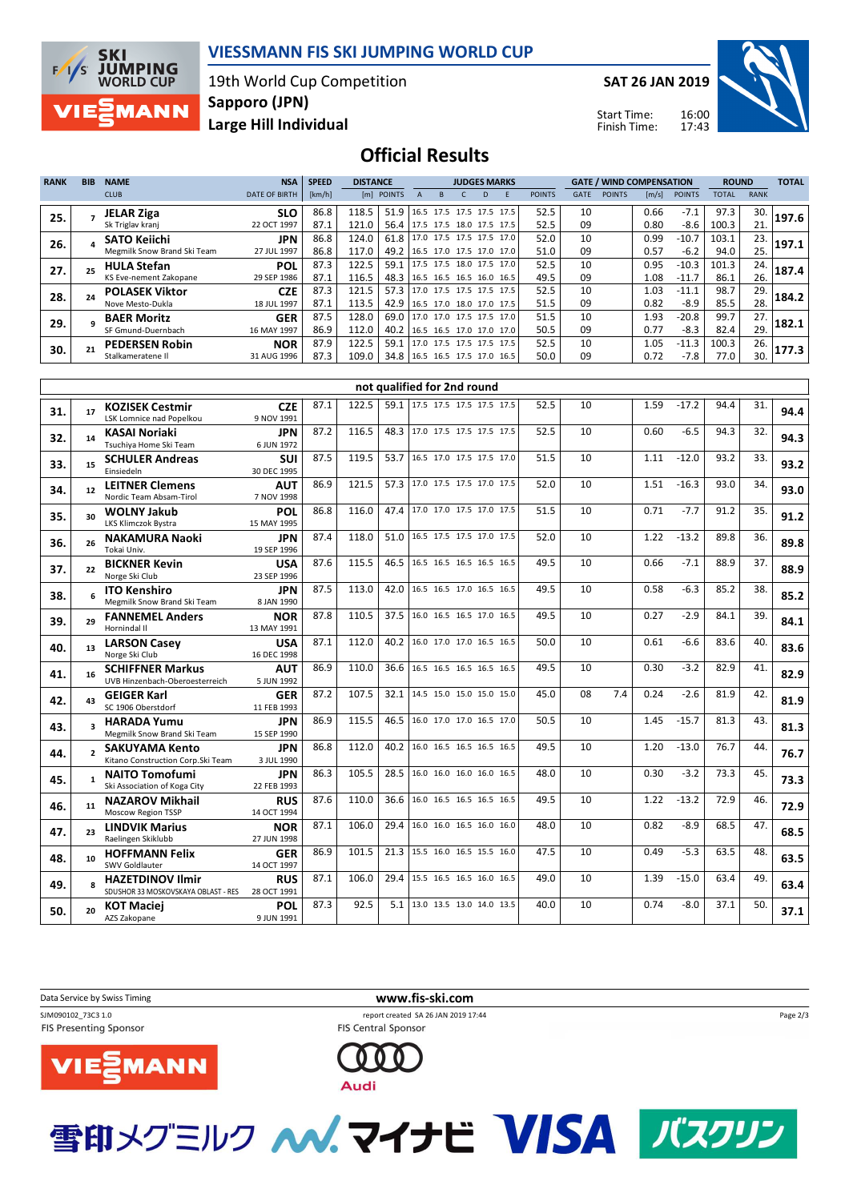# VIESSMANN FIS SKI JUMPING WORLD CUP

19th World Cup Competition
**Sapporo (JPN)**
**Large Hill Individual**

**SAT 26 JAN 2019**

Start Time: 16:00
Finish Time: 17:43

## Official Results

| RANK | BIB | NAME / CLUB | NSA / DATE OF BIRTH | SPEED [km/h] | DISTANCE [m] | DISTANCE POINTS | A | B | C | D | E | JUDGES POINTS | GATE | GATE POINTS | WIND [m/s] | WIND POINTS | ROUND TOTAL | ROUND RANK | TOTAL |
|---|---|---|---|---|---|---|---|---|---|---|---|---|---|---|---|---|---|---|---|
| 25. | 7 | **JELAR Ziga** Sk Triglav kranj | **SLO** 22 OCT 1997 | 86.8 | 118.5 | 51.9 | 16.5 | 17.5 | 17.5 | 17.5 | 17.5 | 52.5 | 10 | | 0.66 | -7.1 | 97.3 | 30. | **197.6** |
| | | | | 87.1 | 121.0 | 56.4 | 17.5 | 17.5 | 18.0 | 17.5 | 17.5 | 52.5 | 09 | | 0.80 | -8.6 | 100.3 | 21. | |
| 26. | 4 | **SATO Keiichi** Megmilk Snow Brand Ski Team | **JPN** 27 JUL 1997 | 86.8 | 124.0 | 61.8 | 17.0 | 17.5 | 17.5 | 17.5 | 17.0 | 52.0 | 10 | | 0.99 | -10.7 | 103.1 | 23. | **197.1** |
| | | | | 86.8 | 117.0 | 49.2 | 16.5 | 17.0 | 17.5 | 17.0 | 17.0 | 51.0 | 09 | | 0.57 | -6.2 | 94.0 | 25. | |
| 27. | 25 | **HULA Stefan** KS Eve-nement Zakopane | **POL** 29 SEP 1986 | 87.3 | 122.5 | 59.1 | 17.5 | 17.5 | 18.0 | 17.5 | 17.0 | 52.5 | 10 | | 0.95 | -10.3 | 101.3 | 24. | **187.4** |
| | | | | 87.1 | 116.5 | 48.3 | 16.5 | 16.5 | 16.5 | 16.0 | 16.5 | 49.5 | 09 | | 1.08 | -11.7 | 86.1 | 26. | |
| 28. | 24 | **POLASEK Viktor** Nove Mesto-Dukla | **CZE** 18 JUL 1997 | 87.3 | 121.5 | 57.3 | 17.0 | 17.5 | 17.5 | 17.5 | 17.5 | 52.5 | 10 | | 1.03 | -11.1 | 98.7 | 29. | **184.2** |
| | | | | 87.1 | 113.5 | 42.9 | 16.5 | 17.0 | 18.0 | 17.0 | 17.5 | 51.5 | 09 | | 0.82 | -8.9 | 85.5 | 28. | |
| 29. | 9 | **BAER Moritz** SF Gmund-Duernbach | **GER** 16 MAY 1997 | 87.5 | 128.0 | 69.0 | 17.0 | 17.0 | 17.5 | 17.5 | 17.0 | 51.5 | 10 | | 1.93 | -20.8 | 99.7 | 27. | **182.1** |
| | | | | 86.9 | 112.0 | 40.2 | 16.5 | 16.5 | 17.0 | 17.0 | 17.0 | 50.5 | 09 | | 0.77 | -8.3 | 82.4 | 29. | |
| 30. | 21 | **PEDERSEN Robin** Stalkameratene Il | **NOR** 31 AUG 1996 | 87.9 | 122.5 | 59.1 | 17.0 | 17.5 | 17.5 | 17.5 | 17.5 | 52.5 | 10 | | 1.05 | -11.3 | 100.3 | 26. | **177.3** |
| | | | | 87.3 | 109.0 | 34.8 | 16.5 | 16.5 | 17.5 | 17.0 | 16.5 | 50.0 | 09 | | 0.72 | -7.8 | 77.0 | 30. | |

**not qualified for 2nd round**

| RANK | BIB | NAME / CLUB | NSA / DATE OF BIRTH | SPEED [km/h] | DISTANCE [m] | DISTANCE POINTS | A | B | C | D | E | JUDGES POINTS | GATE | GATE POINTS | WIND [m/s] | WIND POINTS | ROUND TOTAL | ROUND RANK | TOTAL |
|---|---|---|---|---|---|---|---|---|---|---|---|---|---|---|---|---|---|---|---|
| 31. | 17 | **KOZISEK Cestmir** LSK Lomnice nad Popelkou | **CZE** 9 NOV 1991 | 87.1 | 122.5 | 59.1 | 17.5 | 17.5 | 17.5 | 17.5 | 17.5 | 52.5 | 10 | | 1.59 | -17.2 | 94.4 | 31. | **94.4** |
| 32. | 14 | **KASAI Noriaki** Tsuchiya Home Ski Team | **JPN** 6 JUN 1972 | 87.2 | 116.5 | 48.3 | 17.0 | 17.5 | 17.5 | 17.5 | 17.5 | 52.5 | 10 | | 0.60 | -6.5 | 94.3 | 32. | **94.3** |
| 33. | 15 | **SCHULER Andreas** Einsiedeln | **SUI** 30 DEC 1995 | 87.5 | 119.5 | 53.7 | 16.5 | 17.0 | 17.5 | 17.5 | 17.0 | 51.5 | 10 | | 1.11 | -12.0 | 93.2 | 33. | **93.2** |
| 34. | 12 | **LEITNER Clemens** Nordic Team Absam-Tirol | **AUT** 7 NOV 1998 | 86.9 | 121.5 | 57.3 | 17.0 | 17.5 | 17.5 | 17.0 | 17.5 | 52.0 | 10 | | 1.51 | -16.3 | 93.0 | 34. | **93.0** |
| 35. | 30 | **WOLNY Jakub** LKS Klimczok Bystra | **POL** 15 MAY 1995 | 86.8 | 116.0 | 47.4 | 17.0 | 17.0 | 17.5 | 17.0 | 17.5 | 51.5 | 10 | | 0.71 | -7.7 | 91.2 | 35. | **91.2** |
| 36. | 26 | **NAKAMURA Naoki** Tokai Univ. | **JPN** 19 SEP 1996 | 87.4 | 118.0 | 51.0 | 16.5 | 17.5 | 17.5 | 17.0 | 17.5 | 52.0 | 10 | | 1.22 | -13.2 | 89.8 | 36. | **89.8** |
| 37. | 22 | **BICKNER Kevin** Norge Ski Club | **USA** 23 SEP 1996 | 87.6 | 115.5 | 46.5 | 16.5 | 16.5 | 16.5 | 16.5 | 16.5 | 49.5 | 10 | | 0.66 | -7.1 | 88.9 | 37. | **88.9** |
| 38. | 6 | **ITO Kenshiro** Megmilk Snow Brand Ski Team | **JPN** 8 JAN 1990 | 87.5 | 113.0 | 42.0 | 16.5 | 16.5 | 17.0 | 16.5 | 16.5 | 49.5 | 10 | | 0.58 | -6.3 | 85.2 | 38. | **85.2** |
| 39. | 29 | **FANNEMEL Anders** Hornindal Il | **NOR** 13 MAY 1991 | 87.8 | 110.5 | 37.5 | 16.0 | 16.5 | 16.5 | 17.0 | 16.5 | 49.5 | 10 | | 0.27 | -2.9 | 84.1 | 39. | **84.1** |
| 40. | 13 | **LARSON Casey** Norge Ski Club | **USA** 16 DEC 1998 | 87.1 | 112.0 | 40.2 | 16.0 | 17.0 | 17.0 | 16.5 | 16.5 | 50.0 | 10 | | 0.61 | -6.6 | 83.6 | 40. | **83.6** |
| 41. | 16 | **SCHIFFNER Markus** UVB Hinzenbach-Oberoesterreich | **AUT** 5 JUN 1992 | 86.9 | 110.0 | 36.6 | 16.5 | 16.5 | 16.5 | 16.5 | 16.5 | 49.5 | 10 | | 0.30 | -3.2 | 82.9 | 41. | **82.9** |
| 42. | 43 | **GEIGER Karl** SC 1906 Oberstdorf | **GER** 11 FEB 1993 | 87.2 | 107.5 | 32.1 | 14.5 | 15.0 | 15.0 | 15.0 | 15.0 | 45.0 | 08 | 7.4 | 0.24 | -2.6 | 81.9 | 42. | **81.9** |
| 43. | 3 | **HARADA Yumu** Megmilk Snow Brand Ski Team | **JPN** 15 SEP 1990 | 86.9 | 115.5 | 46.5 | 16.0 | 17.0 | 17.0 | 16.5 | 17.0 | 50.5 | 10 | | 1.45 | -15.7 | 81.3 | 43. | **81.3** |
| 44. | 2 | **SAKUYAMA Kento** Kitano Construction Corp.Ski Team | **JPN** 3 JUL 1990 | 86.8 | 112.0 | 40.2 | 16.0 | 16.5 | 16.5 | 16.5 | 16.5 | 49.5 | 10 | | 1.20 | -13.0 | 76.7 | 44. | **76.7** |
| 45. | 1 | **NAITO Tomofumi** Ski Association of Koga City | **JPN** 22 FEB 1993 | 86.3 | 105.5 | 28.5 | 16.0 | 16.0 | 16.0 | 16.0 | 16.5 | 48.0 | 10 | | 0.30 | -3.2 | 73.3 | 45. | **73.3** |
| 46. | 11 | **NAZAROV Mikhail** Moscow Region TSSP | **RUS** 14 OCT 1994 | 87.6 | 110.0 | 36.6 | 16.0 | 16.5 | 16.5 | 16.5 | 16.5 | 49.5 | 10 | | 1.22 | -13.2 | 72.9 | 46. | **72.9** |
| 47. | 23 | **LINDVIK Marius** Raelingen Skiklubb | **NOR** 27 JUN 1998 | 87.1 | 106.0 | 29.4 | 16.0 | 16.0 | 16.5 | 16.0 | 16.0 | 48.0 | 10 | | 0.82 | -8.9 | 68.5 | 47. | **68.5** |
| 48. | 10 | **HOFFMANN Felix** SWV Goldlauter | **GER** 14 OCT 1997 | 86.9 | 101.5 | 21.3 | 15.5 | 16.0 | 16.5 | 15.5 | 16.0 | 47.5 | 10 | | 0.49 | -5.3 | 63.5 | 48. | **63.5** |
| 49. | 8 | **HAZETDINOV Ilmir** SDUSHOR 33 MOSKOVSKAYA OBLAST - RES | **RUS** 28 OCT 1991 | 87.1 | 106.0 | 29.4 | 15.5 | 16.5 | 16.5 | 16.0 | 16.5 | 49.0 | 10 | | 1.39 | -15.0 | 63.4 | 49. | **63.4** |
| 50. | 20 | **KOT Maciej** AZS Zakopane | **POL** 9 JUN 1991 | 87.3 | 92.5 | 5.1 | 13.0 | 13.5 | 13.0 | 14.0 | 13.5 | 40.0 | 10 | | 0.74 | -8.0 | 37.1 | 50. | **37.1** |

Data Service by Swiss Timing | www.fis-ski.com

SJM090102_73C3 1.0 | report created SA 26 JAN 2019 17:44

FIS Presenting Sponsor: VIESSMANN | FIS Central Sponsor: Audi

雪印メグミルク マイナビ VISA バスクリン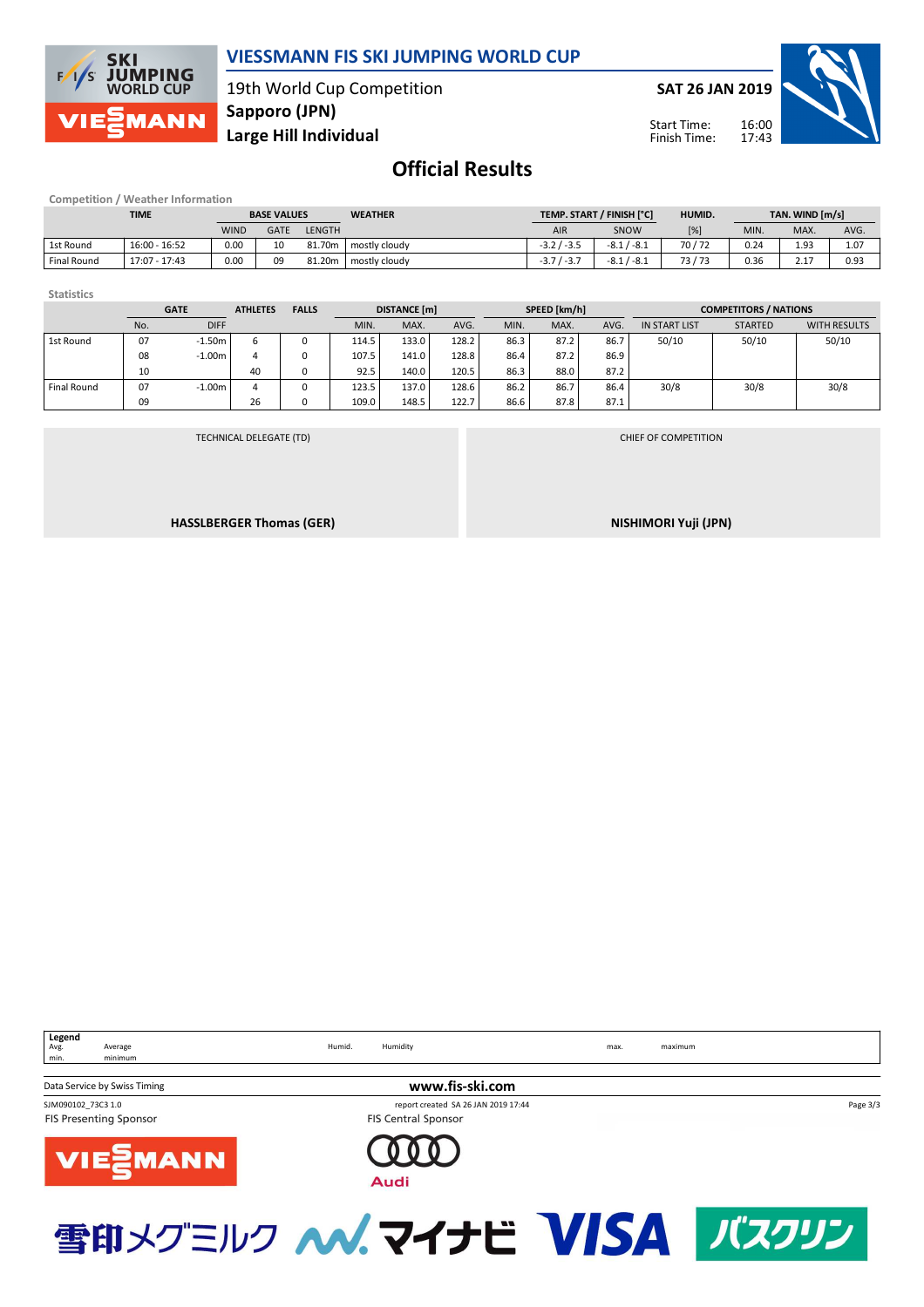# VIESSMANN FIS SKI JUMPING WORLD CUP

19th World Cup Competition
**Sapporo (JPN)**
**Large Hill Individual**

**SAT 26 JAN 2019**

Start Time: 16:00
Finish Time: 17:43

## Official Results

### Competition / Weather Information

| | TIME | BASE VALUES | | | WEATHER | TEMP. START / FINISH [°C] | | HUMID. | TAN. WIND [m/s] | | |
|---|---|---|---|---|---|---|---|---|---|---|---|
| | | WIND | GATE | LENGTH | | AIR | SNOW | [%] | MIN. | MAX. | AVG. |
| 1st Round | 16:00 - 16:52 | 0.00 | 10 | 81.70m | mostly cloudy | -3.2 / -3.5 | -8.1 / -8.1 | 70 / 72 | 0.24 | 1.93 | 1.07 |
| Final Round | 17:07 - 17:43 | 0.00 | 09 | 81.20m | mostly cloudy | -3.7 / -3.7 | -8.1 / -8.1 | 73 / 73 | 0.36 | 2.17 | 0.93 |

### Statistics

| | GATE | | ATHLETES | FALLS | DISTANCE [m] | | | SPEED [km/h] | | | COMPETITORS / NATIONS | | |
|---|---|---|---|---|---|---|---|---|---|---|---|---|---|
| | No. | DIFF | | | MIN. | MAX. | AVG. | MIN. | MAX. | AVG. | IN START LIST | STARTED | WITH RESULTS |
| 1st Round | 07 | -1.50m | 6 | 0 | 114.5 | 133.0 | 128.2 | 86.3 | 87.2 | 86.7 | 50/10 | 50/10 | 50/10 |
| | 08 | -1.00m | 4 | 0 | 107.5 | 141.0 | 128.8 | 86.4 | 87.2 | 86.9 | | | |
| | 10 | | 40 | 0 | 92.5 | 140.0 | 120.5 | 86.3 | 88.0 | 87.2 | | | |
| Final Round | 07 | -1.00m | 4 | 0 | 123.5 | 137.0 | 128.6 | 86.2 | 86.7 | 86.4 | 30/8 | 30/8 | 30/8 |
| | 09 | | 26 | 0 | 109.0 | 148.5 | 122.7 | 86.6 | 87.8 | 87.1 | | | |

TECHNICAL DELEGATE (TD)

**HASSLBERGER Thomas (GER)**

CHIEF OF COMPETITION

**NISHIMORI Yuji (JPN)**

**Legend**
Avg. Average
min. minimum
Humid. Humidity
max. maximum

Data Service by Swiss Timing
www.fis-ski.com
SJM090102_73C3 1.0
report created SA 26 JAN 2019 17:44

FIS Presenting Sponsor: VIESSMANN
FIS Central Sponsor: Audi

雪印メグミルク マイナビ VISA バスクリン